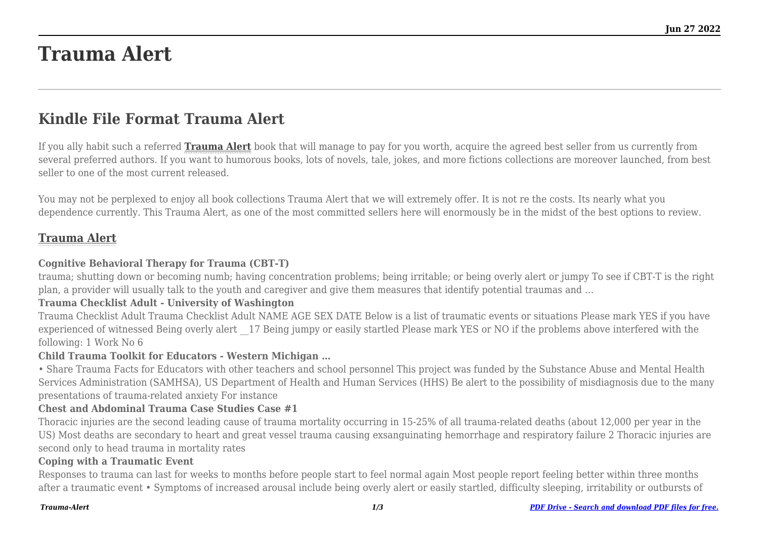# Trauma Alert

## Kindle File Format Trauma Alert

If you ally habit such a referred **Trauma Alert** book that will manage to pay for you worth, acquire the agreed best seller from us currently from several preferred authors. If you want to humorous books, lots of novels, tale, jokes, and more fictions collections are moreover launched, from best seller to one of the most current released.

You may not be perplexed to enjoy all book collections Trauma Alert that we will extremely offer. It is not re the costs. Its nearly what you dependence currently. This Trauma Alert, as one of the most committed sellers here will enormously be in the midst of the best options to review.

### Trauma Alert

**Cognitive Behavioral Therapy for Trauma (CBT-T)**

trauma; shutting down or becoming numb; having concentration problems; being irritable; or being overly alert or jumpy To see if CBT-T is the right plan, a provider will usually talk to the youth and caregiver and give them measures that identify potential traumas and …

**Trauma Checklist Adult - University of Washington**

Trauma Checklist Adult Trauma Checklist Adult NAME AGE SEX DATE Below is a list of traumatic events or situations Please mark YES if you have experienced of witnessed Being overly alert __17 Being jumpy or easily startled Please mark YES or NO if the problems above interfered with the following: 1 Work No 6

**Child Trauma Toolkit for Educators - Western Michigan …**

• Share Trauma Facts for Educators with other teachers and school personnel This project was funded by the Substance Abuse and Mental Health Services Administration (SAMHSA), US Department of Health and Human Services (HHS) Be alert to the possibility of misdiagnosis due to the many presentations of trauma-related anxiety For instance

**Chest and Abdominal Trauma Case Studies Case #1**

Thoracic injuries are the second leading cause of trauma mortality occurring in 15-25% of all trauma-related deaths (about 12,000 per year in the US) Most deaths are secondary to heart and great vessel trauma causing exsanguinating hemorrhage and respiratory failure 2 Thoracic injuries are second only to head trauma in mortality rates

**Coping with a Traumatic Event**

Responses to trauma can last for weeks to months before people start to feel normal again Most people report feeling better within three months after a traumatic event • Symptoms of increased arousal include being overly alert or easily startled, difficulty sleeping, irritability or outbursts of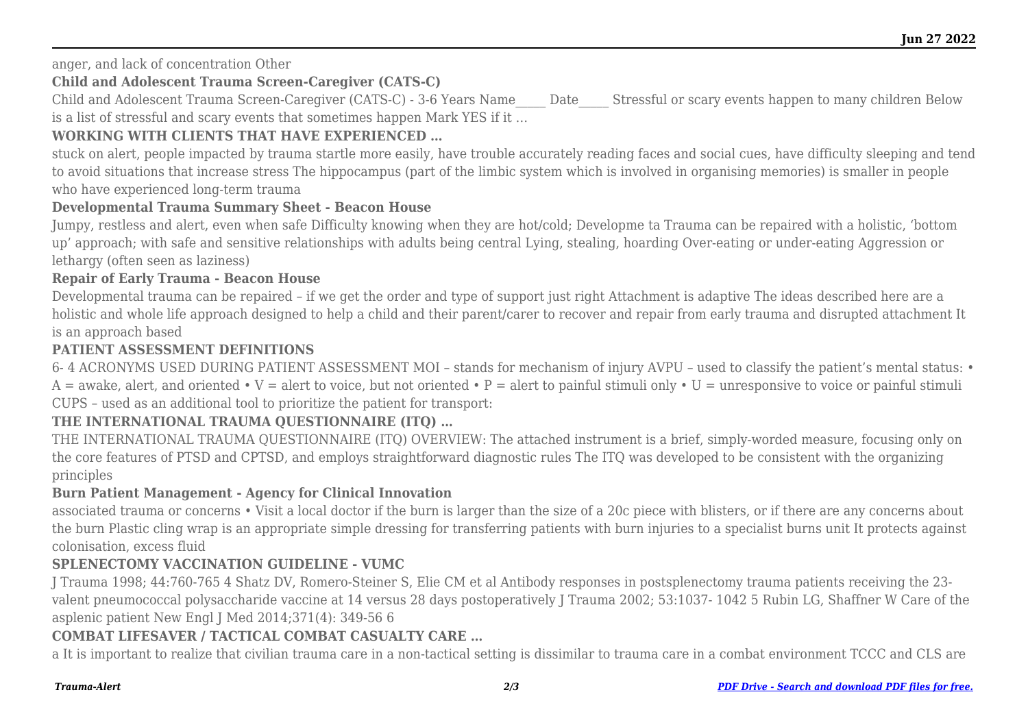anger, and lack of concentration Other

**Child and Adolescent Trauma Screen-Caregiver (CATS-C)**

Child and Adolescent Trauma Screen-Caregiver (CATS-C) - 3-6 Years Name_____ Date_____ Stressful or scary events happen to many children Below is a list of stressful and scary events that sometimes happen Mark YES if it …

**WORKING WITH CLIENTS THAT HAVE EXPERIENCED …**

stuck on alert, people impacted by trauma startle more easily, have trouble accurately reading faces and social cues, have difficulty sleeping and tend to avoid situations that increase stress The hippocampus (part of the limbic system which is involved in organising memories) is smaller in people who have experienced long-term trauma

**Developmental Trauma Summary Sheet - Beacon House**

Jumpy, restless and alert, even when safe Difficulty knowing when they are hot/cold; Developme ta Trauma can be repaired with a holistic, 'bottom up' approach; with safe and sensitive relationships with adults being central Lying, stealing, hoarding Over-eating or under-eating Aggression or lethargy (often seen as laziness)

**Repair of Early Trauma - Beacon House**

Developmental trauma can be repaired – if we get the order and type of support just right Attachment is adaptive The ideas described here are a holistic and whole life approach designed to help a child and their parent/carer to recover and repair from early trauma and disrupted attachment It is an approach based

**PATIENT ASSESSMENT DEFINITIONS**

6- 4 ACRONYMS USED DURING PATIENT ASSESSMENT MOI – stands for mechanism of injury AVPU – used to classify the patient's mental status: • A = awake, alert, and oriented • V = alert to voice, but not oriented • P = alert to painful stimuli only • U = unresponsive to voice or painful stimuli CUPS – used as an additional tool to prioritize the patient for transport:

**THE INTERNATIONAL TRAUMA QUESTIONNAIRE (ITQ) …**

THE INTERNATIONAL TRAUMA QUESTIONNAIRE (ITQ) OVERVIEW: The attached instrument is a brief, simply-worded measure, focusing only on the core features of PTSD and CPTSD, and employs straightforward diagnostic rules The ITQ was developed to be consistent with the organizing principles

**Burn Patient Management - Agency for Clinical Innovation**

associated trauma or concerns • Visit a local doctor if the burn is larger than the size of a 20c piece with blisters, or if there are any concerns about the burn Plastic cling wrap is an appropriate simple dressing for transferring patients with burn injuries to a specialist burns unit It protects against colonisation, excess fluid

**SPLENECTOMY VACCINATION GUIDELINE - VUMC**

J Trauma 1998; 44:760-765 4 Shatz DV, Romero-Steiner S, Elie CM et al Antibody responses in postsplenectomy trauma patients receiving the 23-valent pneumococcal polysaccharide vaccine at 14 versus 28 days postoperatively J Trauma 2002; 53:1037- 1042 5 Rubin LG, Shaffner W Care of the asplenic patient New Engl J Med 2014;371(4): 349-56 6

**COMBAT LIFESAVER / TACTICAL COMBAT CASUALTY CARE …**

a It is important to realize that civilian trauma care in a non-tactical setting is dissimilar to trauma care in a combat environment TCCC and CLS are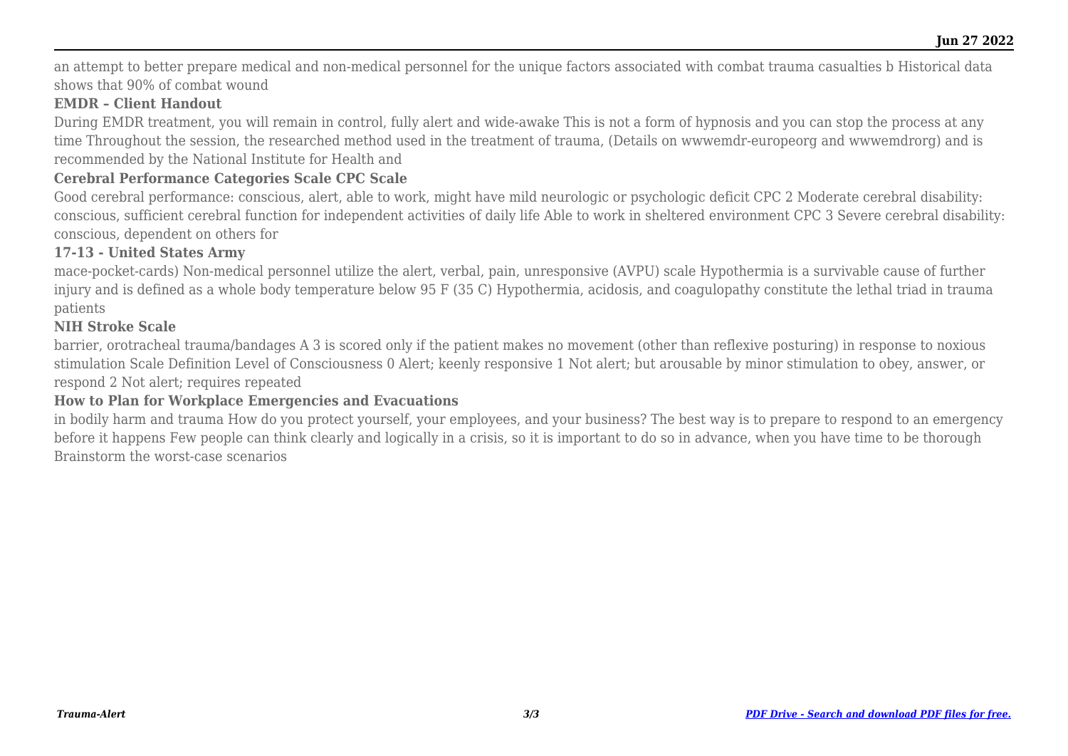an attempt to better prepare medical and non-medical personnel for the unique factors associated with combat trauma casualties b Historical data shows that 90% of combat wound

### EMDR – Client Handout

During EMDR treatment, you will remain in control, fully alert and wide-awake This is not a form of hypnosis and you can stop the process at any time Throughout the session, the researched method used in the treatment of trauma, (Details on wwwemdr-europeorg and wwwemdrorg) and is recommended by the National Institute for Health and

### Cerebral Performance Categories Scale CPC Scale

Good cerebral performance: conscious, alert, able to work, might have mild neurologic or psychologic deficit CPC 2 Moderate cerebral disability: conscious, sufficient cerebral function for independent activities of daily life Able to work in sheltered environment CPC 3 Severe cerebral disability: conscious, dependent on others for

### 17-13 - United States Army

mace-pocket-cards) Non-medical personnel utilize the alert, verbal, pain, unresponsive (AVPU) scale Hypothermia is a survivable cause of further injury and is defined as a whole body temperature below 95 F (35 C) Hypothermia, acidosis, and coagulopathy constitute the lethal triad in trauma patients

### NIH Stroke Scale

barrier, orotracheal trauma/bandages A 3 is scored only if the patient makes no movement (other than reflexive posturing) in response to noxious stimulation Scale Definition Level of Consciousness 0 Alert; keenly responsive 1 Not alert; but arousable by minor stimulation to obey, answer, or respond 2 Not alert; requires repeated

### How to Plan for Workplace Emergencies and Evacuations

in bodily harm and trauma How do you protect yourself, your employees, and your business? The best way is to prepare to respond to an emergency before it happens Few people can think clearly and logically in a crisis, so it is important to do so in advance, when you have time to be thorough Brainstorm the worst-case scenarios